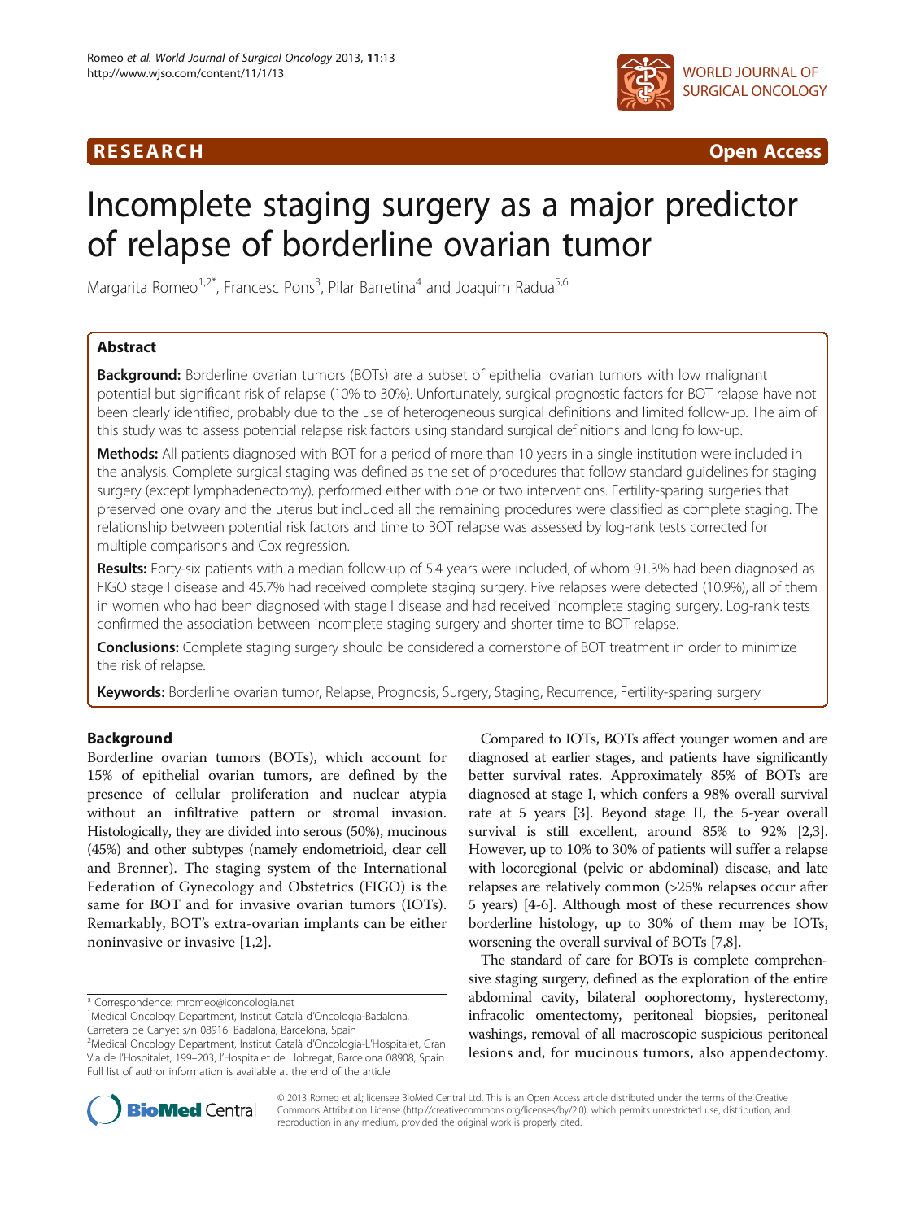RESEARCH Open Access

# Incomplete staging surgery as a major predictor of relapse of borderline ovarian tumor

Margarita Romeo[1,2*], Francesc Pons[3], Pilar Barretina[4] and Joaquim Radua[5,6]

## Abstract

**Background:** Borderline ovarian tumors (BOTs) are a subset of epithelial ovarian tumors with low malignant potential but significant risk of relapse (10% to 30%). Unfortunately, surgical prognostic factors for BOT relapse have not been clearly identified, probably due to the use of heterogeneous surgical definitions and limited follow-up. The aim of this study was to assess potential relapse risk factors using standard surgical definitions and long follow-up.

**Methods:** All patients diagnosed with BOT for a period of more than 10 years in a single institution were included in the analysis. Complete surgical staging was defined as the set of procedures that follow standard guidelines for staging surgery (except lymphadenectomy), performed either with one or two interventions. Fertility-sparing surgeries that preserved one ovary and the uterus but included all the remaining procedures were classified as complete staging. The relationship between potential risk factors and time to BOT relapse was assessed by log-rank tests corrected for multiple comparisons and Cox regression.

**Results:** Forty-six patients with a median follow-up of 5.4 years were included, of whom 91.3% had been diagnosed as FIGO stage I disease and 45.7% had received complete staging surgery. Five relapses were detected (10.9%), all of them in women who had been diagnosed with stage I disease and had received incomplete staging surgery. Log-rank tests confirmed the association between incomplete staging surgery and shorter time to BOT relapse.

**Conclusions:** Complete staging surgery should be considered a cornerstone of BOT treatment in order to minimize the risk of relapse.

**Keywords:** Borderline ovarian tumor, Relapse, Prognosis, Surgery, Staging, Recurrence, Fertility-sparing surgery

## Background

Borderline ovarian tumors (BOTs), which account for 15% of epithelial ovarian tumors, are defined by the presence of cellular proliferation and nuclear atypia without an infiltrative pattern or stromal invasion. Histologically, they are divided into serous (50%), mucinous (45%) and other subtypes (namely endometrioid, clear cell and Brenner). The staging system of the International Federation of Gynecology and Obstetrics (FIGO) is the same for BOT and for invasive ovarian tumors (IOTs). Remarkably, BOT's extra-ovarian implants can be either noninvasive or invasive [1,2].

Compared to IOTs, BOTs affect younger women and are diagnosed at earlier stages, and patients have significantly better survival rates. Approximately 85% of BOTs are diagnosed at stage I, which confers a 98% overall survival rate at 5 years [3]. Beyond stage II, the 5-year overall survival is still excellent, around 85% to 92% [2,3]. However, up to 10% to 30% of patients will suffer a relapse with locoregional (pelvic or abdominal) disease, and late relapses are relatively common (>25% relapses occur after 5 years) [4-6]. Although most of these recurrences show borderline histology, up to 30% of them may be IOTs, worsening the overall survival of BOTs [7,8].

The standard of care for BOTs is complete comprehensive staging surgery, defined as the exploration of the entire abdominal cavity, bilateral oophorectomy, hysterectomy, infracolic omentectomy, peritoneal biopsies, peritoneal washings, removal of all macroscopic suspicious peritoneal lesions and, for mucinous tumors, also appendectomy.

\* Correspondence: mromeo@iconcologia.net
[1]Medical Oncology Department, Institut Català d'Oncologia-Badalona, Carretera de Canyet s/n 08916, Badalona, Barcelona, Spain
[2]Medical Oncology Department, Institut Català d'Oncologia-L'Hospitalet, Gran Via de l'Hospitalet, 199–203, l'Hospitalet de Llobregat, Barcelona 08908, Spain
Full list of author information is available at the end of the article

© 2013 Romeo et al.; licensee BioMed Central Ltd. This is an Open Access article distributed under the terms of the Creative Commons Attribution License (http://creativecommons.org/licenses/by/2.0), which permits unrestricted use, distribution, and reproduction in any medium, provided the original work is properly cited.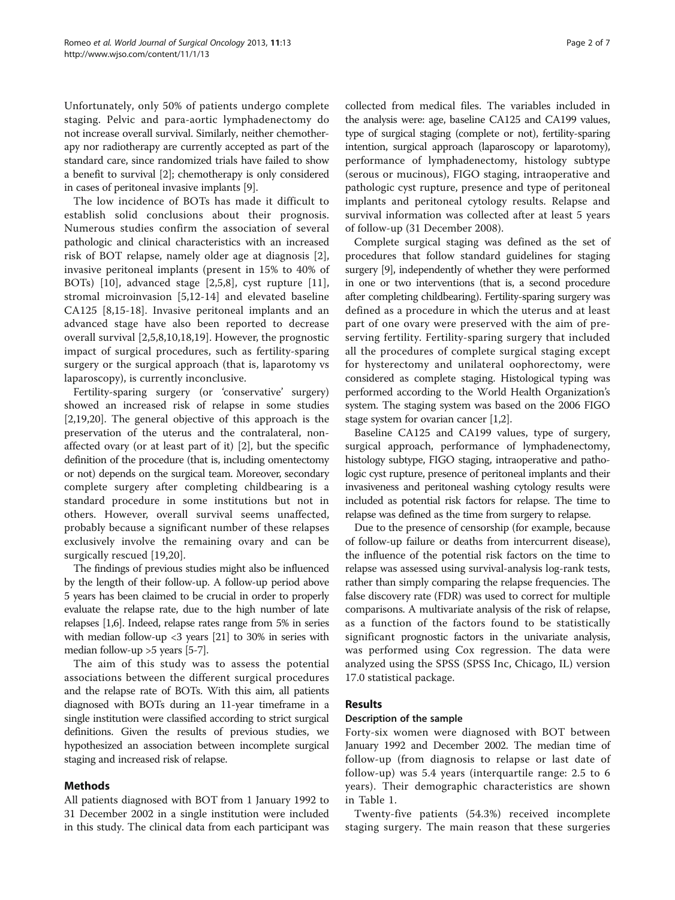Unfortunately, only 50% of patients undergo complete staging. Pelvic and para-aortic lymphadenectomy do not increase overall survival. Similarly, neither chemotherapy nor radiotherapy are currently accepted as part of the standard care, since randomized trials have failed to show a benefit to survival [2]; chemotherapy is only considered in cases of peritoneal invasive implants [9].

The low incidence of BOTs has made it difficult to establish solid conclusions about their prognosis. Numerous studies confirm the association of several pathologic and clinical characteristics with an increased risk of BOT relapse, namely older age at diagnosis [2], invasive peritoneal implants (present in 15% to 40% of BOTs) [10], advanced stage [2,5,8], cyst rupture [11], stromal microinvasion [5,12-14] and elevated baseline CA125 [8,15-18]. Invasive peritoneal implants and an advanced stage have also been reported to decrease overall survival [2,5,8,10,18,19]. However, the prognostic impact of surgical procedures, such as fertility-sparing surgery or the surgical approach (that is, laparotomy vs laparoscopy), is currently inconclusive.

Fertility-sparing surgery (or 'conservative' surgery) showed an increased risk of relapse in some studies [2,19,20]. The general objective of this approach is the preservation of the uterus and the contralateral, non-affected ovary (or at least part of it) [2], but the specific definition of the procedure (that is, including omentectomy or not) depends on the surgical team. Moreover, secondary complete surgery after completing childbearing is a standard procedure in some institutions but not in others. However, overall survival seems unaffected, probably because a significant number of these relapses exclusively involve the remaining ovary and can be surgically rescued [19,20].

The findings of previous studies might also be influenced by the length of their follow-up. A follow-up period above 5 years has been claimed to be crucial in order to properly evaluate the relapse rate, due to the high number of late relapses [1,6]. Indeed, relapse rates range from 5% in series with median follow-up <3 years [21] to 30% in series with median follow-up >5 years [5-7].

The aim of this study was to assess the potential associations between the different surgical procedures and the relapse rate of BOTs. With this aim, all patients diagnosed with BOTs during an 11-year timeframe in a single institution were classified according to strict surgical definitions. Given the results of previous studies, we hypothesized an association between incomplete surgical staging and increased risk of relapse.

## Methods

All patients diagnosed with BOT from 1 January 1992 to 31 December 2002 in a single institution were included in this study. The clinical data from each participant was collected from medical files. The variables included in the analysis were: age, baseline CA125 and CA199 values, type of surgical staging (complete or not), fertility-sparing intention, surgical approach (laparoscopy or laparotomy), performance of lymphadenectomy, histology subtype (serous or mucinous), FIGO staging, intraoperative and pathologic cyst rupture, presence and type of peritoneal implants and peritoneal cytology results. Relapse and survival information was collected after at least 5 years of follow-up (31 December 2008).

Complete surgical staging was defined as the set of procedures that follow standard guidelines for staging surgery [9], independently of whether they were performed in one or two interventions (that is, a second procedure after completing childbearing). Fertility-sparing surgery was defined as a procedure in which the uterus and at least part of one ovary were preserved with the aim of preserving fertility. Fertility-sparing surgery that included all the procedures of complete surgical staging except for hysterectomy and unilateral oophorectomy, were considered as complete staging. Histological typing was performed according to the World Health Organization's system. The staging system was based on the 2006 FIGO stage system for ovarian cancer [1,2].

Baseline CA125 and CA199 values, type of surgery, surgical approach, performance of lymphadenectomy, histology subtype, FIGO staging, intraoperative and pathologic cyst rupture, presence of peritoneal implants and their invasiveness and peritoneal washing cytology results were included as potential risk factors for relapse. The time to relapse was defined as the time from surgery to relapse.

Due to the presence of censorship (for example, because of follow-up failure or deaths from intercurrent disease), the influence of the potential risk factors on the time to relapse was assessed using survival-analysis log-rank tests, rather than simply comparing the relapse frequencies. The false discovery rate (FDR) was used to correct for multiple comparisons. A multivariate analysis of the risk of relapse, as a function of the factors found to be statistically significant prognostic factors in the univariate analysis, was performed using Cox regression. The data were analyzed using the SPSS (SPSS Inc, Chicago, IL) version 17.0 statistical package.

## Results

### Description of the sample

Forty-six women were diagnosed with BOT between January 1992 and December 2002. The median time of follow-up (from diagnosis to relapse or last date of follow-up) was 5.4 years (interquartile range: 2.5 to 6 years). Their demographic characteristics are shown in Table 1.

Twenty-five patients (54.3%) received incomplete staging surgery. The main reason that these surgeries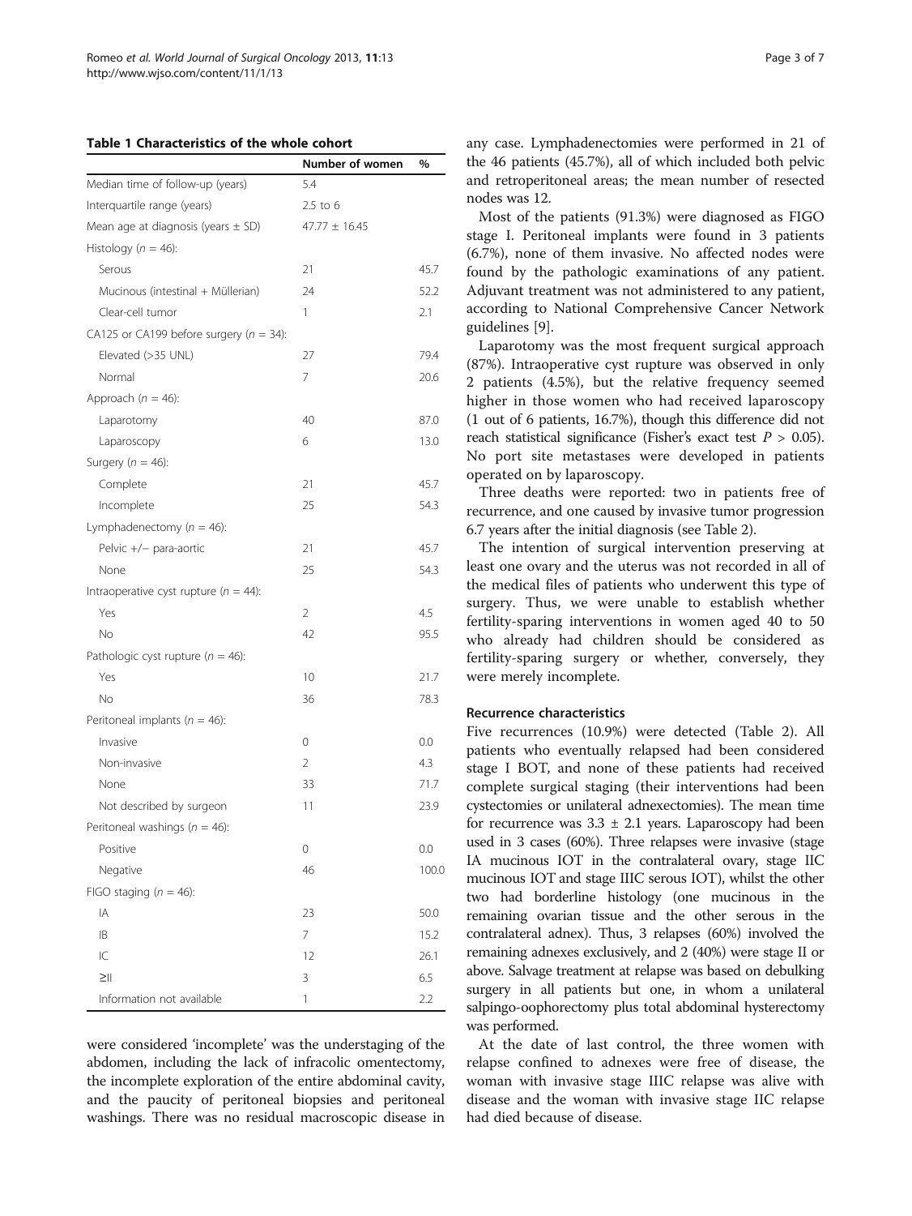**Table 1 Characteristics of the whole cohort**

| | Number of women | % |
|---|---|---|
| Median time of follow-up (years) | 5.4 | |
| Interquartile range (years) | 2.5 to 6 | |
| Mean age at diagnosis (years ± SD) | 47.77 ± 16.45 | |
| Histology (*n* = 46): | | |
| Serous | 21 | 45.7 |
| Mucinous (intestinal + Müllerian) | 24 | 52.2 |
| Clear-cell tumor | 1 | 2.1 |
| CA125 or CA199 before surgery (*n* = 34): | | |
| Elevated (>35 UNL) | 27 | 79.4 |
| Normal | 7 | 20.6 |
| Approach (*n* = 46): | | |
| Laparotomy | 40 | 87.0 |
| Laparoscopy | 6 | 13.0 |
| Surgery (*n* = 46): | | |
| Complete | 21 | 45.7 |
| Incomplete | 25 | 54.3 |
| Lymphadenectomy (*n* = 46): | | |
| Pelvic +/− para-aortic | 21 | 45.7 |
| None | 25 | 54.3 |
| Intraoperative cyst rupture (*n* = 44): | | |
| Yes | 2 | 4.5 |
| No | 42 | 95.5 |
| Pathologic cyst rupture (*n* = 46): | | |
| Yes | 10 | 21.7 |
| No | 36 | 78.3 |
| Peritoneal implants (*n* = 46): | | |
| Invasive | 0 | 0.0 |
| Non-invasive | 2 | 4.3 |
| None | 33 | 71.7 |
| Not described by surgeon | 11 | 23.9 |
| Peritoneal washings (*n* = 46): | | |
| Positive | 0 | 0.0 |
| Negative | 46 | 100.0 |
| FIGO staging (*n* = 46): | | |
| IA | 23 | 50.0 |
| IB | 7 | 15.2 |
| IC | 12 | 26.1 |
| ≥II | 3 | 6.5 |
| Information not available | 1 | 2.2 |

were considered 'incomplete' was the understaging of the abdomen, including the lack of infracolic omentectomy, the incomplete exploration of the entire abdominal cavity, and the paucity of peritoneal biopsies and peritoneal washings. There was no residual macroscopic disease in any case. Lymphadenectomies were performed in 21 of the 46 patients (45.7%), all of which included both pelvic and retroperitoneal areas; the mean number of resected nodes was 12.

Most of the patients (91.3%) were diagnosed as FIGO stage I. Peritoneal implants were found in 3 patients (6.7%), none of them invasive. No affected nodes were found by the pathologic examinations of any patient. Adjuvant treatment was not administered to any patient, according to National Comprehensive Cancer Network guidelines [9].

Laparotomy was the most frequent surgical approach (87%). Intraoperative cyst rupture was observed in only 2 patients (4.5%), but the relative frequency seemed higher in those women who had received laparoscopy (1 out of 6 patients, 16.7%), though this difference did not reach statistical significance (Fisher's exact test $P > 0.05$). No port site metastases were developed in patients operated on by laparoscopy.

Three deaths were reported: two in patients free of recurrence, and one caused by invasive tumor progression 6.7 years after the initial diagnosis (see Table 2).

The intention of surgical intervention preserving at least one ovary and the uterus was not recorded in all of the medical files of patients who underwent this type of surgery. Thus, we were unable to establish whether fertility-sparing interventions in women aged 40 to 50 who already had children should be considered as fertility-sparing surgery or whether, conversely, they were merely incomplete.

### Recurrence characteristics

Five recurrences (10.9%) were detected (Table 2). All patients who eventually relapsed had been considered stage I BOT, and none of these patients had received complete surgical staging (their interventions had been cystectomies or unilateral adnexectomies). The mean time for recurrence was 3.3 ± 2.1 years. Laparoscopy had been used in 3 cases (60%). Three relapses were invasive (stage IA mucinous IOT in the contralateral ovary, stage IIC mucinous IOT and stage IIIC serous IOT), whilst the other two had borderline histology (one mucinous in the remaining ovarian tissue and the other serous in the contralateral adnex). Thus, 3 relapses (60%) involved the remaining adnexes exclusively, and 2 (40%) were stage II or above. Salvage treatment at relapse was based on debulking surgery in all patients but one, in whom a unilateral salpingo-oophorectomy plus total abdominal hysterectomy was performed.

At the date of last control, the three women with relapse confined to adnexes were free of disease, the woman with invasive stage IIIC relapse was alive with disease and the woman with invasive stage IIC relapse had died because of disease.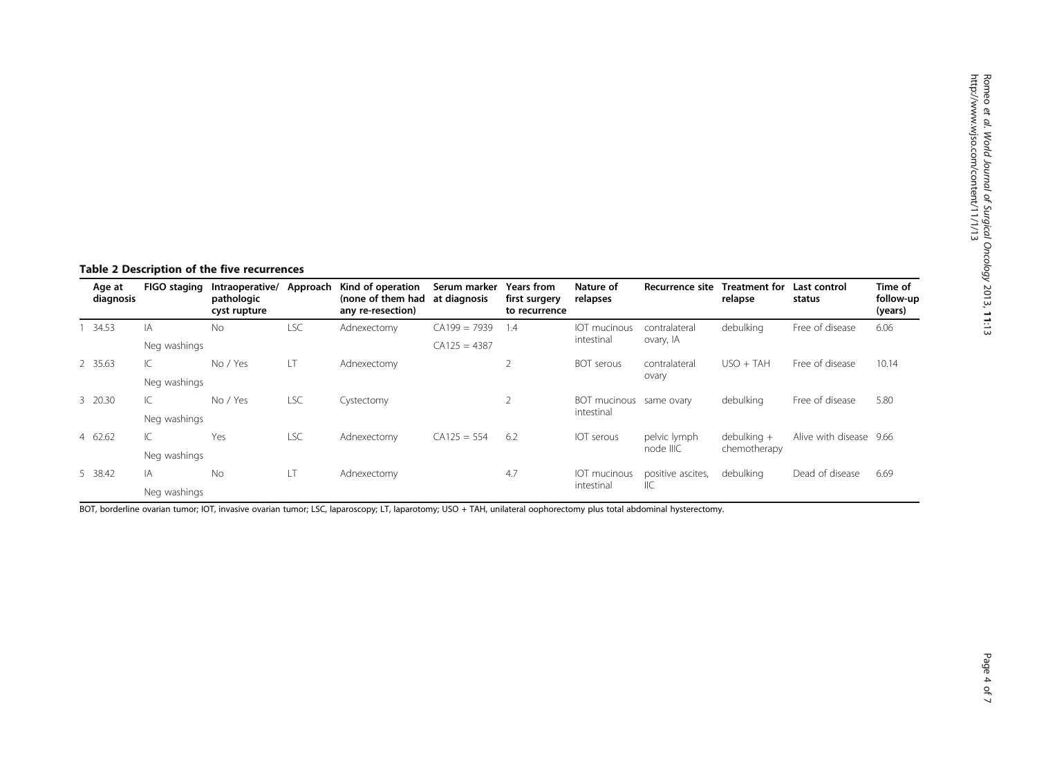**Table 2 Description of the five recurrences**

| | Age at diagnosis | FIGO staging | Intraoperative/ pathologic cyst rupture | Approach | Kind of operation (none of them had any re-resection) | Serum marker at diagnosis | Years from first surgery to recurrence | Nature of relapses | Recurrence site | Treatment for relapse | Last control status | Time of follow-up (years) |
|---|---|---|---|---|---|---|---|---|---|---|---|---|
| 1 | 34.53 | IA<br>Neg washings | No | LSC | Adnexectomy | CA199 = 7939<br>CA125 = 4387 | 1.4 | IOT mucinous intestinal | contralateral ovary, IA | debulking | Free of disease | 6.06 |
| 2 | 35.63 | IC<br>Neg washings | No / Yes | LT | Adnexectomy | | 2 | BOT serous | contralateral ovary | USO + TAH | Free of disease | 10.14 |
| 3 | 20.30 | IC<br>Neg washings | No / Yes | LSC | Cystectomy | | 2 | BOT mucinous intestinal | same ovary | debulking | Free of disease | 5.80 |
| 4 | 62.62 | IC<br>Neg washings | Yes | LSC | Adnexectomy | CA125 = 554 | 6.2 | IOT serous | pelvic lymph node IIIC | debulking + chemotherapy | Alive with disease | 9.66 |
| 5 | 38.42 | IA<br>Neg washings | No | LT | Adnexectomy | | 4.7 | IOT mucinous intestinal | positive ascites, IIC | debulking | Dead of disease | 6.69 |

BOT, borderline ovarian tumor; IOT, invasive ovarian tumor; LSC, laparoscopy; LT, laparotomy; USO + TAH, unilateral oophorectomy plus total abdominal hysterectomy.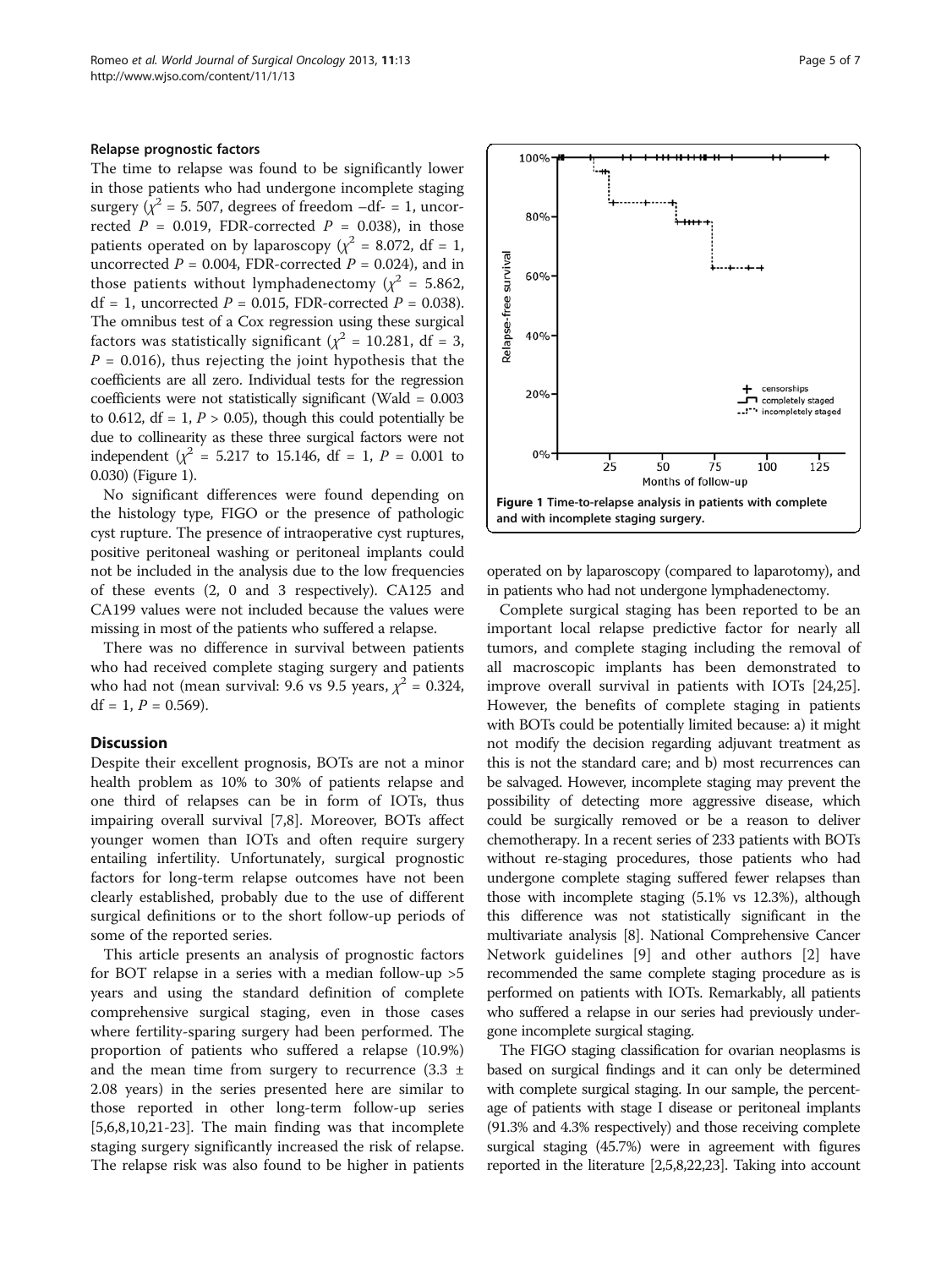### Relapse prognostic factors

The time to relapse was found to be significantly lower in those patients who had undergone incomplete staging surgery ($\chi^2$ = 5. 507, degrees of freedom –df- = 1, uncorrected $P$ = 0.019, FDR-corrected $P$ = 0.038), in those patients operated on by laparoscopy ($\chi^2$ = 8.072, df = 1, uncorrected $P$ = 0.004, FDR-corrected $P$ = 0.024), and in those patients without lymphadenectomy ($\chi^2$ = 5.862, df = 1, uncorrected $P$ = 0.015, FDR-corrected $P$ = 0.038). The omnibus test of a Cox regression using these surgical factors was statistically significant ($\chi^2$ = 10.281, df = 3, $P$ = 0.016), thus rejecting the joint hypothesis that the coefficients are all zero. Individual tests for the regression coefficients were not statistically significant (Wald = 0.003 to 0.612, df = 1, $P$ > 0.05), though this could potentially be due to collinearity as these three surgical factors were not independent ($\chi^2$ = 5.217 to 15.146, df = 1, $P$ = 0.001 to 0.030) (Figure 1).

No significant differences were found depending on the histology type, FIGO or the presence of pathologic cyst rupture. The presence of intraoperative cyst ruptures, positive peritoneal washing or peritoneal implants could not be included in the analysis due to the low frequencies of these events (2, 0 and 3 respectively). CA125 and CA199 values were not included because the values were missing in most of the patients who suffered a relapse.

There was no difference in survival between patients who had received complete staging surgery and patients who had not (mean survival: 9.6 vs 9.5 years, $\chi^2$ = 0.324, df = 1, $P$ = 0.569).

**Figure 1 Time-to-relapse analysis in patients with complete and with incomplete staging surgery.**

## Discussion

Despite their excellent prognosis, BOTs are not a minor health problem as 10% to 30% of patients relapse and one third of relapses can be in form of IOTs, thus impairing overall survival [7,8]. Moreover, BOTs affect younger women than IOTs and often require surgery entailing infertility. Unfortunately, surgical prognostic factors for long-term relapse outcomes have not been clearly established, probably due to the use of different surgical definitions or to the short follow-up periods of some of the reported series.

This article presents an analysis of prognostic factors for BOT relapse in a series with a median follow-up >5 years and using the standard definition of complete comprehensive surgical staging, even in those cases where fertility-sparing surgery had been performed. The proportion of patients who suffered a relapse (10.9%) and the mean time from surgery to recurrence (3.3 ± 2.08 years) in the series presented here are similar to those reported in other long-term follow-up series [5,6,8,10,21-23]. The main finding was that incomplete staging surgery significantly increased the risk of relapse. The relapse risk was also found to be higher in patients operated on by laparoscopy (compared to laparotomy), and in patients who had not undergone lymphadenectomy.

Complete surgical staging has been reported to be an important local relapse predictive factor for nearly all tumors, and complete staging including the removal of all macroscopic implants has been demonstrated to improve overall survival in patients with IOTs [24,25]. However, the benefits of complete staging in patients with BOTs could be potentially limited because: a) it might not modify the decision regarding adjuvant treatment as this is not the standard care; and b) most recurrences can be salvaged. However, incomplete staging may prevent the possibility of detecting more aggressive disease, which could be surgically removed or be a reason to deliver chemotherapy. In a recent series of 233 patients with BOTs without re-staging procedures, those patients who had undergone complete staging suffered fewer relapses than those with incomplete staging (5.1% vs 12.3%), although this difference was not statistically significant in the multivariate analysis [8]. National Comprehensive Cancer Network guidelines [9] and other authors [2] have recommended the same complete staging procedure as is performed on patients with IOTs. Remarkably, all patients who suffered a relapse in our series had previously undergone incomplete surgical staging.

The FIGO staging classification for ovarian neoplasms is based on surgical findings and it can only be determined with complete surgical staging. In our sample, the percentage of patients with stage I disease or peritoneal implants (91.3% and 4.3% respectively) and those receiving complete surgical staging (45.7%) were in agreement with figures reported in the literature [2,5,8,22,23]. Taking into account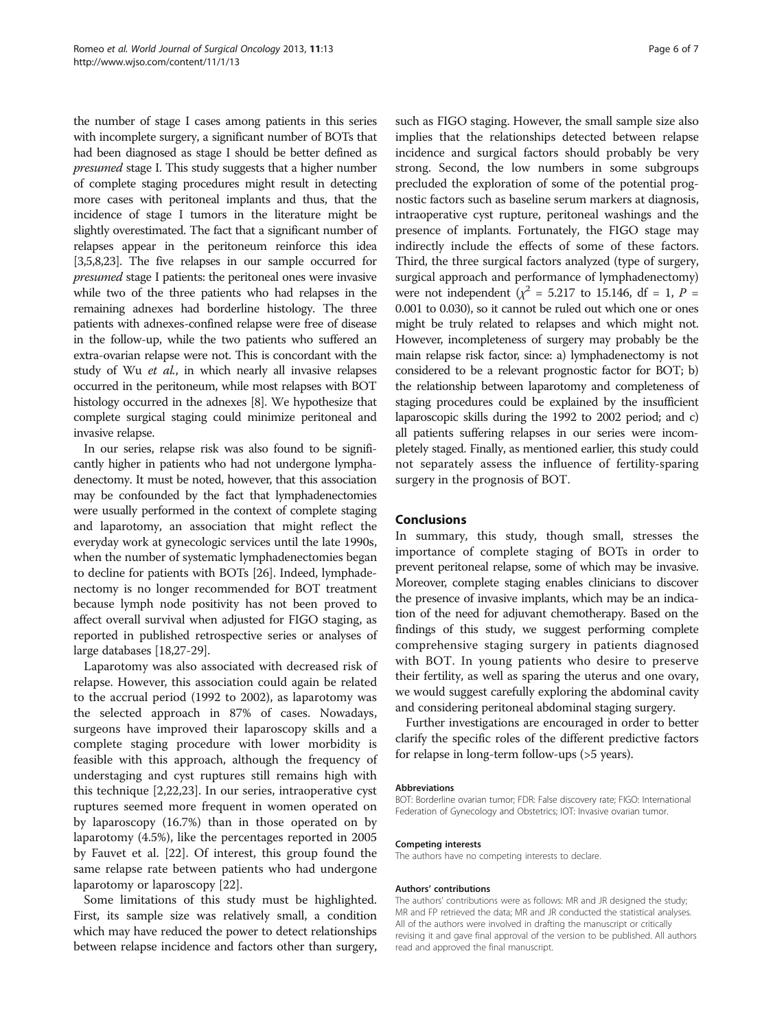the number of stage I cases among patients in this series with incomplete surgery, a significant number of BOTs that had been diagnosed as stage I should be better defined as *presumed* stage I. This study suggests that a higher number of complete staging procedures might result in detecting more cases with peritoneal implants and thus, that the incidence of stage I tumors in the literature might be slightly overestimated. The fact that a significant number of relapses appear in the peritoneum reinforce this idea [3,5,8,23]. The five relapses in our sample occurred for *presumed* stage I patients: the peritoneal ones were invasive while two of the three patients who had relapses in the remaining adnexes had borderline histology. The three patients with adnexes-confined relapse were free of disease in the follow-up, while the two patients who suffered an extra-ovarian relapse were not. This is concordant with the study of Wu *et al.*, in which nearly all invasive relapses occurred in the peritoneum, while most relapses with BOT histology occurred in the adnexes [8]. We hypothesize that complete surgical staging could minimize peritoneal and invasive relapse.

In our series, relapse risk was also found to be significantly higher in patients who had not undergone lymphadenectomy. It must be noted, however, that this association may be confounded by the fact that lymphadenectomies were usually performed in the context of complete staging and laparotomy, an association that might reflect the everyday work at gynecologic services until the late 1990s, when the number of systematic lymphadenectomies began to decline for patients with BOTs [26]. Indeed, lymphadenectomy is no longer recommended for BOT treatment because lymph node positivity has not been proved to affect overall survival when adjusted for FIGO staging, as reported in published retrospective series or analyses of large databases [18,27-29].

Laparotomy was also associated with decreased risk of relapse. However, this association could again be related to the accrual period (1992 to 2002), as laparotomy was the selected approach in 87% of cases. Nowadays, surgeons have improved their laparoscopy skills and a complete staging procedure with lower morbidity is feasible with this approach, although the frequency of understaging and cyst ruptures still remains high with this technique [2,22,23]. In our series, intraoperative cyst ruptures seemed more frequent in women operated on by laparoscopy (16.7%) than in those operated on by laparotomy (4.5%), like the percentages reported in 2005 by Fauvet et al. [22]. Of interest, this group found the same relapse rate between patients who had undergone laparotomy or laparoscopy [22].

Some limitations of this study must be highlighted. First, its sample size was relatively small, a condition which may have reduced the power to detect relationships between relapse incidence and factors other than surgery, such as FIGO staging. However, the small sample size also implies that the relationships detected between relapse incidence and surgical factors should probably be very strong. Second, the low numbers in some subgroups precluded the exploration of some of the potential prognostic factors such as baseline serum markers at diagnosis, intraoperative cyst rupture, peritoneal washings and the presence of implants. Fortunately, the FIGO stage may indirectly include the effects of some of these factors. Third, the three surgical factors analyzed (type of surgery, surgical approach and performance of lymphadenectomy) were not independent ($\chi^2$ = 5.217 to 15.146, df = 1, $P$ = 0.001 to 0.030), so it cannot be ruled out which one or ones might be truly related to relapses and which might not. However, incompleteness of surgery may probably be the main relapse risk factor, since: a) lymphadenectomy is not considered to be a relevant prognostic factor for BOT; b) the relationship between laparotomy and completeness of staging procedures could be explained by the insufficient laparoscopic skills during the 1992 to 2002 period; and c) all patients suffering relapses in our series were incompletely staged. Finally, as mentioned earlier, this study could not separately assess the influence of fertility-sparing surgery in the prognosis of BOT.

## Conclusions

In summary, this study, though small, stresses the importance of complete staging of BOTs in order to prevent peritoneal relapse, some of which may be invasive. Moreover, complete staging enables clinicians to discover the presence of invasive implants, which may be an indication of the need for adjuvant chemotherapy. Based on the findings of this study, we suggest performing complete comprehensive staging surgery in patients diagnosed with BOT. In young patients who desire to preserve their fertility, as well as sparing the uterus and one ovary, we would suggest carefully exploring the abdominal cavity and considering peritoneal abdominal staging surgery.

Further investigations are encouraged in order to better clarify the specific roles of the different predictive factors for relapse in long-term follow-ups (>5 years).

#### Abbreviations

BOT: Borderline ovarian tumor; FDR: False discovery rate; FIGO: International Federation of Gynecology and Obstetrics; IOT: Invasive ovarian tumor.

#### Competing interests

The authors have no competing interests to declare.

#### Authors' contributions

The authors' contributions were as follows: MR and JR designed the study; MR and FP retrieved the data; MR and JR conducted the statistical analyses. All of the authors were involved in drafting the manuscript or critically revising it and gave final approval of the version to be published. All authors read and approved the final manuscript.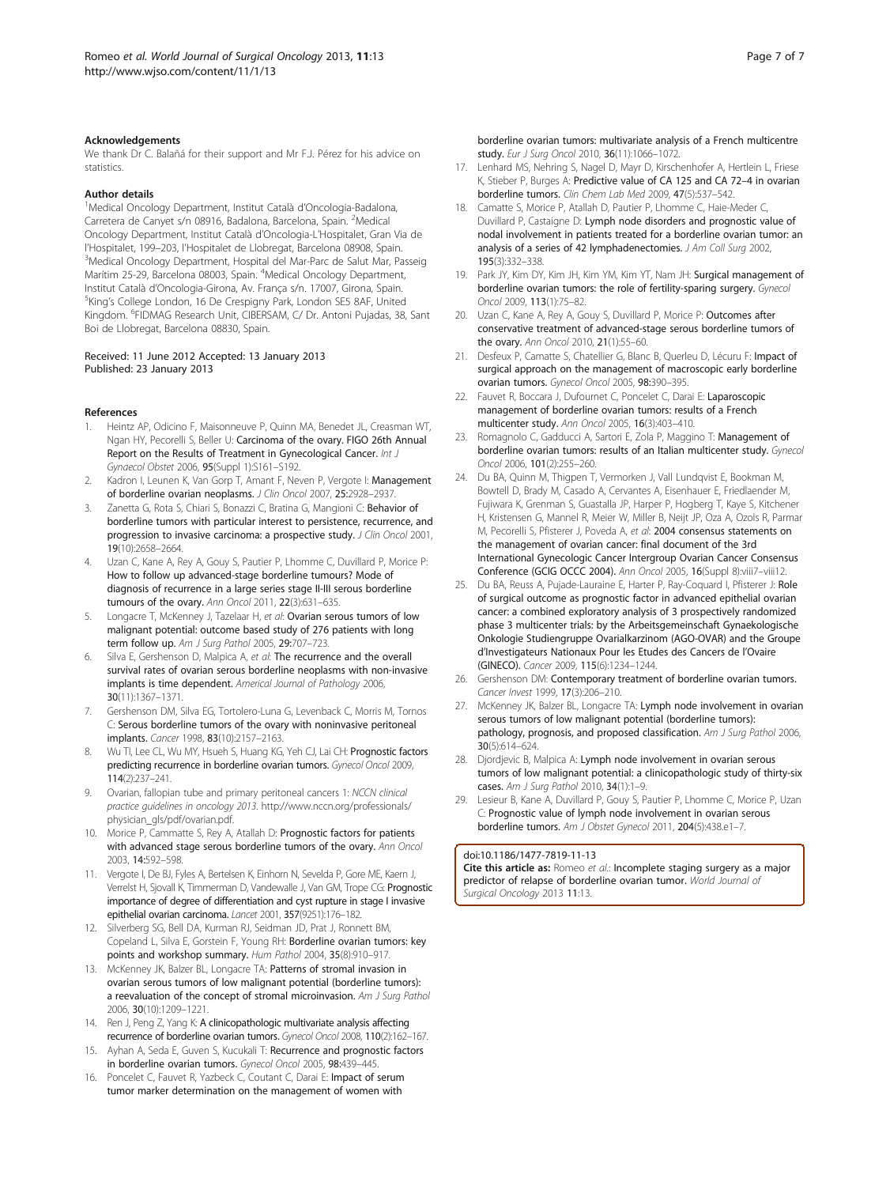## Acknowledgements

We thank Dr C. Balañá for their support and Mr F.J. Pérez for his advice on statistics.

## Author details

[1]Medical Oncology Department, Institut Català d'Oncologia-Badalona, Carretera de Canyet s/n 08916, Badalona, Barcelona, Spain. [2]Medical Oncology Department, Institut Català d'Oncologia-L'Hospitalet, Gran Via de l'Hospitalet, 199–203, l'Hospitalet de Llobregat, Barcelona 08908, Spain. [3]Medical Oncology Department, Hospital del Mar-Parc de Salut Mar, Passeig Marítim 25-29, Barcelona 08003, Spain. [4]Medical Oncology Department, Institut Català d'Oncologia-Girona, Av. França s/n. 17007, Girona, Spain. [5]King's College London, 16 De Crespigny Park, London SE5 8AF, United Kingdom. [6]FIDMAG Research Unit, CIBERSAM, C/ Dr. Antoni Pujadas, 38, Sant Boi de Llobregat, Barcelona 08830, Spain.

Received: 11 June 2012 Accepted: 13 January 2013
Published: 23 January 2013

## References

1. Heintz AP, Odicino F, Maisonneuve P, Quinn MA, Benedet JL, Creasman WT, Ngan HY, Pecorelli S, Beller U: **Carcinoma of the ovary. FIGO 26th Annual Report on the Results of Treatment in Gynecological Cancer.** *Int J Gynaecol Obstet* 2006, **95**(Suppl 1):S161–S192.
2. Kadron I, Leunen K, Van Gorp T, Amant F, Neven P, Vergote I: **Management of borderline ovarian neoplasms.** *J Clin Oncol* 2007, **25**:2928–2937.
3. Zanetta G, Rota S, Chiari S, Bonazzi C, Bratina G, Mangioni C: **Behavior of borderline tumors with particular interest to persistence, recurrence, and progression to invasive carcinoma: a prospective study.** *J Clin Oncol* 2001, **19**(10):2658–2664.
4. Uzan C, Kane A, Rey A, Gouy S, Pautier P, Lhomme C, Duvillard P, Morice P: **How to follow up advanced-stage borderline tumours? Mode of diagnosis of recurrence in a large series stage II-III serous borderline tumours of the ovary.** *Ann Oncol* 2011, **22**(3):631–635.
5. Longacre T, McKenney J, Tazelaar H, *et al*: **Ovarian serous tumors of low malignant potential: outcome based study of 276 patients with long term follow up.** *Am J Surg Pathol* 2005, **29**:707–723.
6. Silva E, Gershenson D, Malpica A, *et al*: **The recurrence and the overall survival rates of ovarian serous borderline neoplasms with non-invasive implants is time dependent.** *Americal Journal of Pathology* 2006, **30**(11):1367–1371.
7. Gershenson DM, Silva EG, Tortolero-Luna G, Levenback C, Morris M, Tornos C: **Serous borderline tumors of the ovary with noninvasive peritoneal implants.** *Cancer* 1998, **83**(10):2157–2163.
8. Wu TI, Lee CL, Wu MY, Hsueh S, Huang KG, Yeh CJ, Lai CH: **Prognostic factors predicting recurrence in borderline ovarian tumors.** *Gynecol Oncol* 2009, **114**(2):237–241.
9. Ovarian, fallopian tube and primary peritoneal cancers 1: *NCCN clinical practice guidelines in oncology 2013*. http://www.nccn.org/professionals/physician_gls/pdf/ovarian.pdf.
10. Morice P, Cammatte S, Rey A, Atallah D: **Prognostic factors for patients with advanced stage serous borderline tumors of the ovary.** *Ann Oncol* 2003, **14**:592–598.
11. Vergote I, De BJ, Fyles A, Bertelsen K, Einhorn N, Sevelda P, Gore ME, Kaern J, Verrelst H, Sjovall K, Timmerman D, Vandewalle J, Van GM, Trope CG: **Prognostic importance of degree of differentiation and cyst rupture in stage I invasive epithelial ovarian carcinoma.** *Lancet* 2001, **357**(9251):176–182.
12. Silverberg SG, Bell DA, Kurman RJ, Seidman JD, Prat J, Ronnett BM, Copeland L, Silva E, Gorstein F, Young RH: **Borderline ovarian tumors: key points and workshop summary.** *Hum Pathol* 2004, **35**(8):910–917.
13. McKenney JK, Balzer BL, Longacre TA: **Patterns of stromal invasion in ovarian serous tumors of low malignant potential (borderline tumors): a reevaluation of the concept of stromal microinvasion.** *Am J Surg Pathol* 2006, **30**(10):1209–1221.
14. Ren J, Peng Z, Yang K: **A clinicopathologic multivariate analysis affecting recurrence of borderline ovarian tumors.** *Gynecol Oncol* 2008, **110**(2):162–167.
15. Ayhan A, Seda E, Guven S, Kucukali T: **Recurrence and prognostic factors in borderline ovarian tumors.** *Gynecol Oncol* 2005, **98**:439–445.
16. Poncelet C, Fauvet R, Yazbeck C, Coutant C, Darai E: **Impact of serum tumor marker determination on the management of women with borderline ovarian tumors: multivariate analysis of a French multicentre study.** *Eur J Surg Oncol* 2010, **36**(11):1066–1072.
17. Lenhard MS, Nehring S, Nagel D, Mayr D, Kirschenhofer A, Hertlein L, Friese K, Stieber P, Burges A: **Predictive value of CA 125 and CA 72–4 in ovarian borderline tumors.** *Clin Chem Lab Med* 2009, **47**(5):537–542.
18. Camatte S, Morice P, Atallah D, Pautier P, Lhomme C, Haie-Meder C, Duvillard P, Castaigne D: **Lymph node disorders and prognostic value of nodal involvement in patients treated for a borderline ovarian tumor: an analysis of a series of 42 lymphadenectomies.** *J Am Coll Surg* 2002, **195**(3):332–338.
19. Park JY, Kim DY, Kim JH, Kim YM, Kim YT, Nam JH: **Surgical management of borderline ovarian tumors: the role of fertility-sparing surgery.** *Gynecol Oncol* 2009, **113**(1):75–82.
20. Uzan C, Kane A, Rey A, Gouy S, Duvillard P, Morice P: **Outcomes after conservative treatment of advanced-stage serous borderline tumors of the ovary.** *Ann Oncol* 2010, **21**(1):55–60.
21. Desfeux P, Camatte S, Chatellier G, Blanc B, Querleu D, Lécuru F: **Impact of surgical approach on the management of macroscopic early borderline ovarian tumors.** *Gynecol Oncol* 2005, **98**:390–395.
22. Fauvet R, Boccara J, Dufournet C, Poncelet C, Darai E: **Laparoscopic management of borderline ovarian tumors: results of a French multicenter study.** *Ann Oncol* 2005, **16**(3):403–410.
23. Romagnolo C, Gadducci A, Sartori E, Zola P, Maggino T: **Management of borderline ovarian tumors: results of an Italian multicenter study.** *Gynecol Oncol* 2006, **101**(2):255–260.
24. Du BA, Quinn M, Thigpen T, Vermorken J, Vall Lundqvist E, Bookman M, Bowtell D, Brady M, Casado A, Cervantes A, Eisenhauer E, Friedlaender M, Fujiwara K, Grenman S, Guastalla JP, Harper P, Hogberg T, Kaye S, Kitchener H, Kristensen G, Mannel R, Meier W, Miller B, Neijt JP, Oza A, Ozols R, Parmar M, Pecorelli S, Pfisterer J, Poveda A, *et al*: **2004 consensus statements on the management of ovarian cancer: final document of the 3rd International Gynecologic Cancer Intergroup Ovarian Cancer Consensus Conference (GCIG OCCC 2004).** *Ann Oncol* 2005, **16**(Suppl 8):viii7–viii12.
25. Du BA, Reuss A, Pujade-Lauraine E, Harter P, Ray-Coquard I, Pfisterer J: **Role of surgical outcome as prognostic factor in advanced epithelial ovarian cancer: a combined exploratory analysis of 3 prospectively randomized phase 3 multicenter trials: by the Arbeitsgemeinschaft Gynaekologische Onkologie Studiengruppe Ovarialkarzinom (AGO-OVAR) and the Groupe d'Investigateurs Nationaux Pour les Etudes des Cancers de l'Ovaire (GINECO).** *Cancer* 2009, **115**(6):1234–1244.
26. Gershenson DM: **Contemporary treatment of borderline ovarian tumors.** *Cancer Invest* 1999, **17**(3):206–210.
27. McKenney JK, Balzer BL, Longacre TA: **Lymph node involvement in ovarian serous tumors of low malignant potential (borderline tumors): pathology, prognosis, and proposed classification.** *Am J Surg Pathol* 2006, **30**(5):614–624.
28. Djordjevic B, Malpica A: **Lymph node involvement in ovarian serous tumors of low malignant potential: a clinicopathologic study of thirty-six cases.** *Am J Surg Pathol* 2010, **34**(1):1–9.
29. Lesieur B, Kane A, Duvillard P, Gouy S, Pautier P, Lhomme C, Morice P, Uzan C: **Prognostic value of lymph node involvement in ovarian serous borderline tumors.** *Am J Obstet Gynecol* 2011, **204**(5):438.e1–7.

doi:10.1186/1477-7819-11-13

**Cite this article as:** Romeo *et al.*: Incomplete staging surgery as a major predictor of relapse of borderline ovarian tumor. *World Journal of Surgical Oncology* 2013 **11**:13.